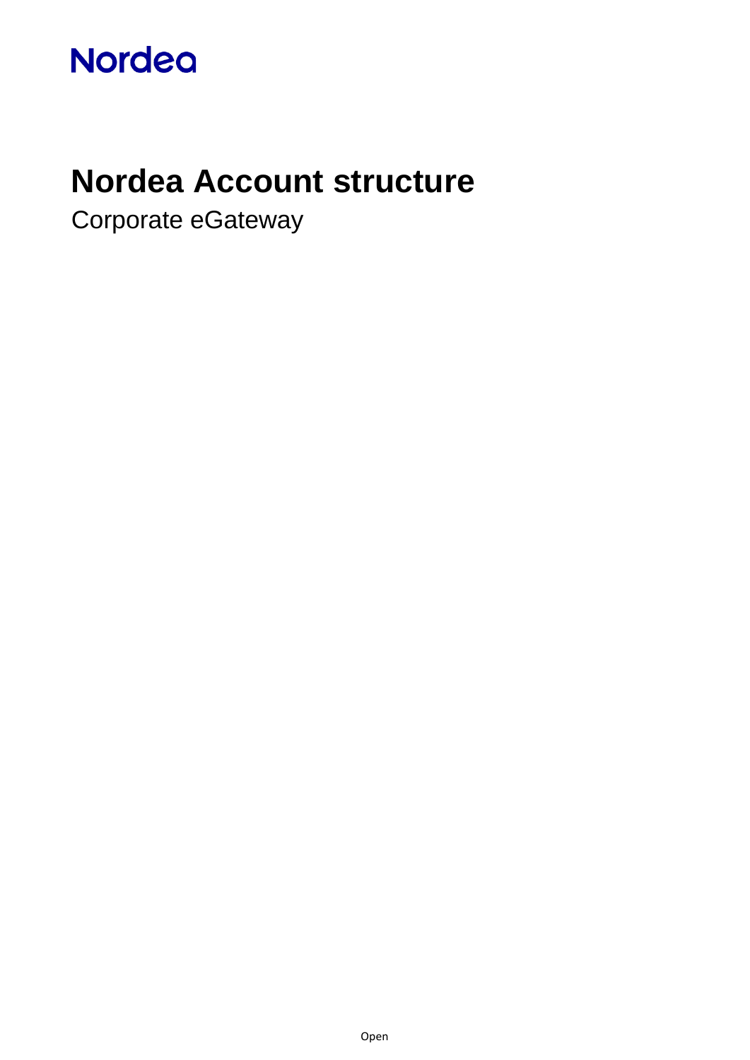Nordea

# Nordea Account structure

Corporate eGateway

Open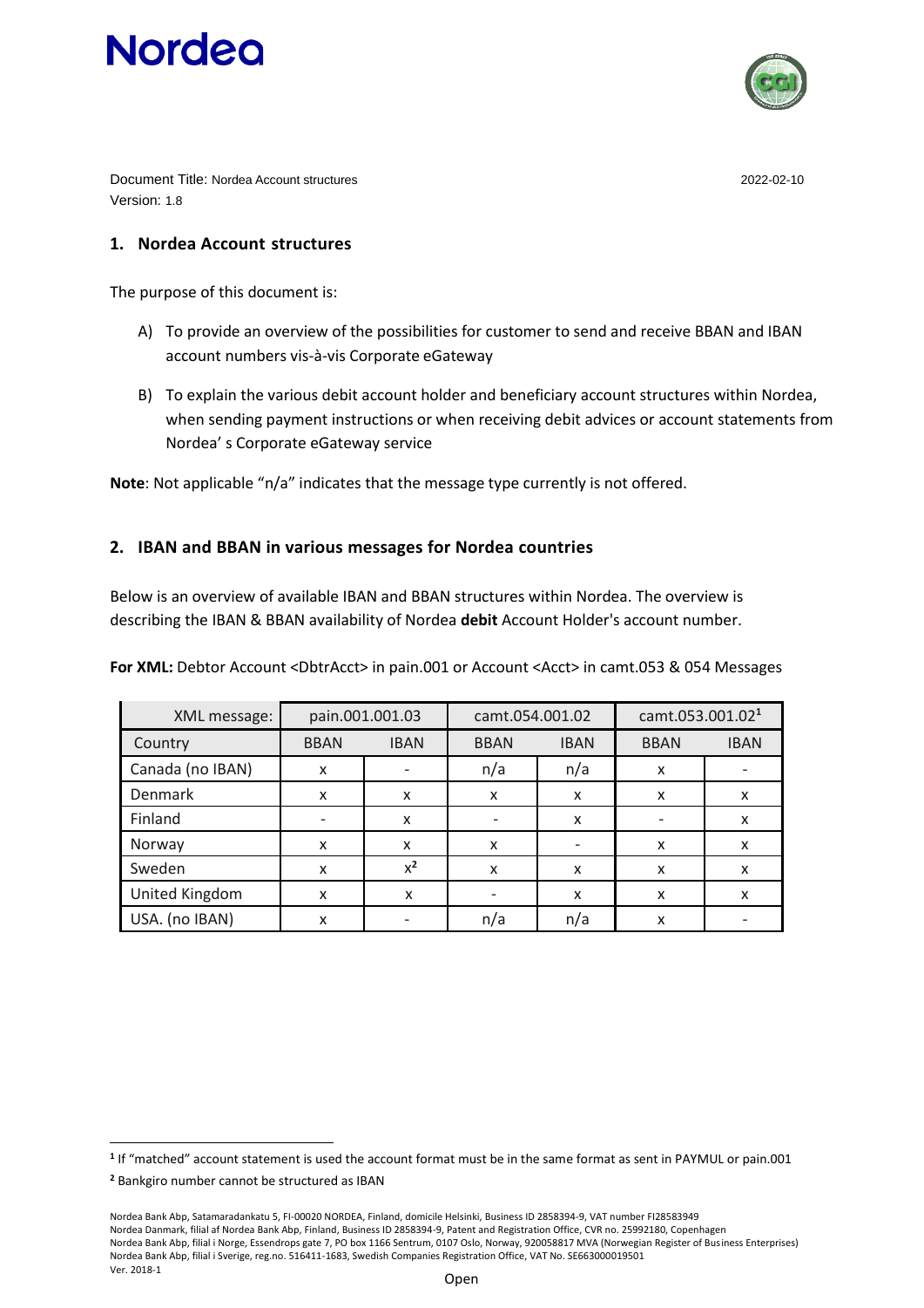Document Title: Nordea Account structures 2022-02-10
Version: 1.8

## 1. Nordea Account structures

The purpose of this document is:

A) To provide an overview of the possibilities for customer to send and receive BBAN and IBAN account numbers vis-à-vis Corporate eGateway

B) To explain the various debit account holder and beneficiary account structures within Nordea, when sending payment instructions or when receiving debit advices or account statements from Nordea' s Corporate eGateway service

**Note**: Not applicable "n/a" indicates that the message type currently is not offered.

## 2. IBAN and BBAN in various messages for Nordea countries

Below is an overview of available IBAN and BBAN structures within Nordea. The overview is describing the IBAN & BBAN availability of Nordea **debit** Account Holder's account number.

**For XML:** Debtor Account <DbtrAcct> in pain.001 or Account <Acct> in camt.053 & 054 Messages

| XML message: | pain.001.001.03 | | camt.054.001.02 | | camt.053.001.02[1] | |
|---|---|---|---|---|---|---|
| Country | BBAN | IBAN | BBAN | IBAN | BBAN | IBAN |
| Canada (no IBAN) | x | - | n/a | n/a | x | - |
| Denmark | x | x | x | x | x | x |
| Finland | - | x | - | x | - | x |
| Norway | x | x | x | - | x | x |
| Sweden | x | x[2] | x | x | x | x |
| United Kingdom | x | x | - | x | x | x |
| USA. (no IBAN) | x | - | n/a | n/a | x | - |

[1] If "matched" account statement is used the account format must be in the same format as sent in PAYMUL or pain.001

[2] Bankgiro number cannot be structured as IBAN

Nordea Bank Abp, Satamaradankatu 5, FI-00020 NORDEA, Finland, domicile Helsinki, Business ID 2858394-9, VAT number FI28583949
Nordea Danmark, filial af Nordea Bank Abp, Finland, Business ID 2858394-9, Patent and Registration Office, CVR no. 25992180, Copenhagen
Nordea Bank Abp, filial i Norge, Essendrops gate 7, PO box 1166 Sentrum, 0107 Oslo, Norway, 920058817 MVA (Norwegian Register of Business Enterprises)
Nordea Bank Abp, filial i Sverige, reg.no. 516411-1683, Swedish Companies Registration Office, VAT No. SE663000019501
Ver. 2018-1

Open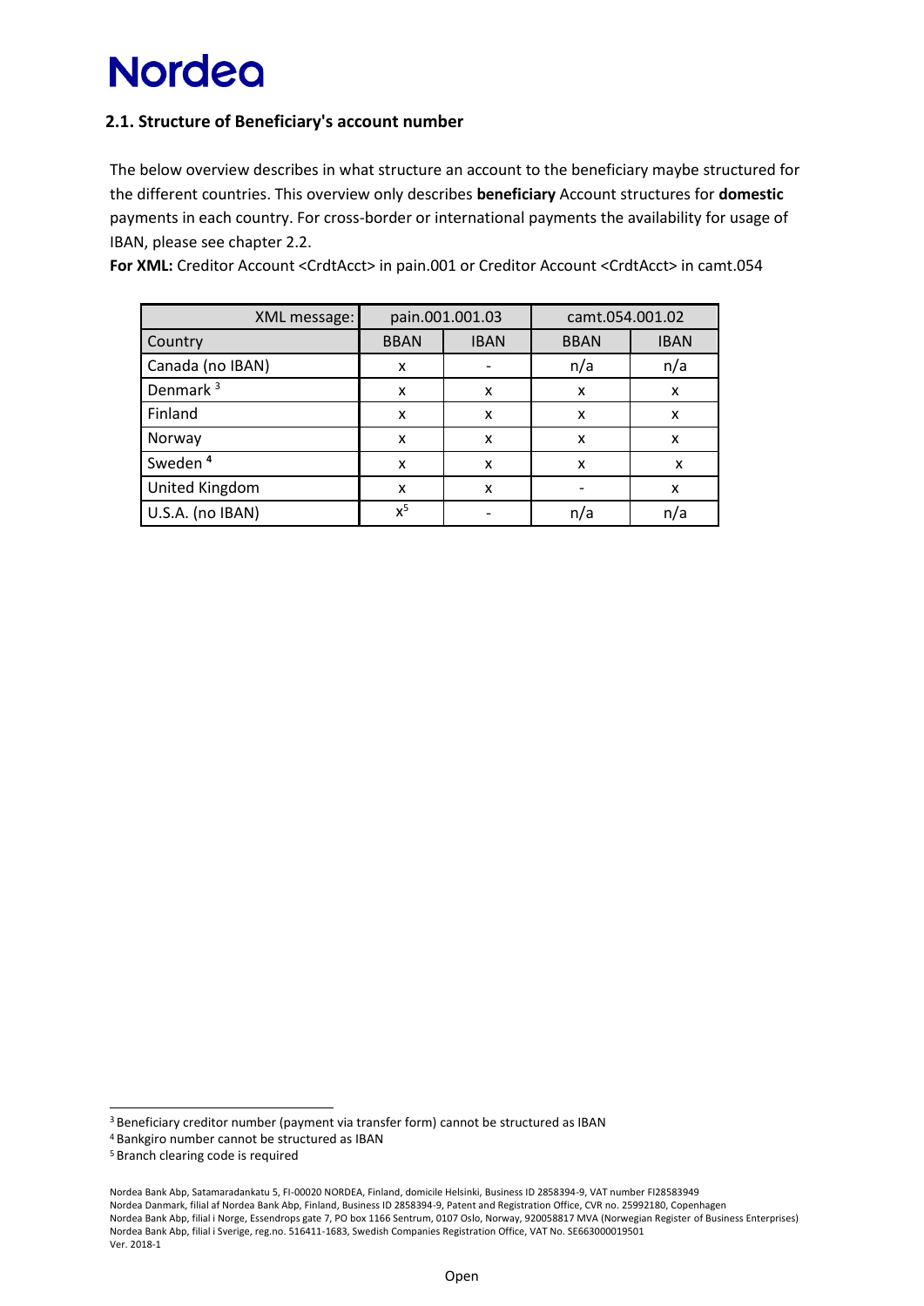## 2.1. Structure of Beneficiary's account number

The below overview describes in what structure an account to the beneficiary maybe structured for the different countries. This overview only describes **beneficiary** Account structures for **domestic** payments in each country. For cross-border or international payments the availability for usage of IBAN, please see chapter 2.2.

**For XML:** Creditor Account <CrdtAcct> in pain.001 or Creditor Account <CrdtAcct> in camt.054

| XML message: | pain.001.001.03 | | camt.054.001.02 | |
|---|---|---|---|---|
| Country | BBAN | IBAN | BBAN | IBAN |
| Canada (no IBAN) | x | - | n/a | n/a |
| Denmark [3] | x | x | x | x |
| Finland | x | x | x | x |
| Norway | x | x | x | x |
| Sweden [4] | x | x | x | x |
| United Kingdom | x | x | - | x |
| U.S.A. (no IBAN) | x[5] | - | n/a | n/a |

[3] Beneficiary creditor number (payment via transfer form) cannot be structured as IBAN

[4] Bankgiro number cannot be structured as IBAN

[5] Branch clearing code is required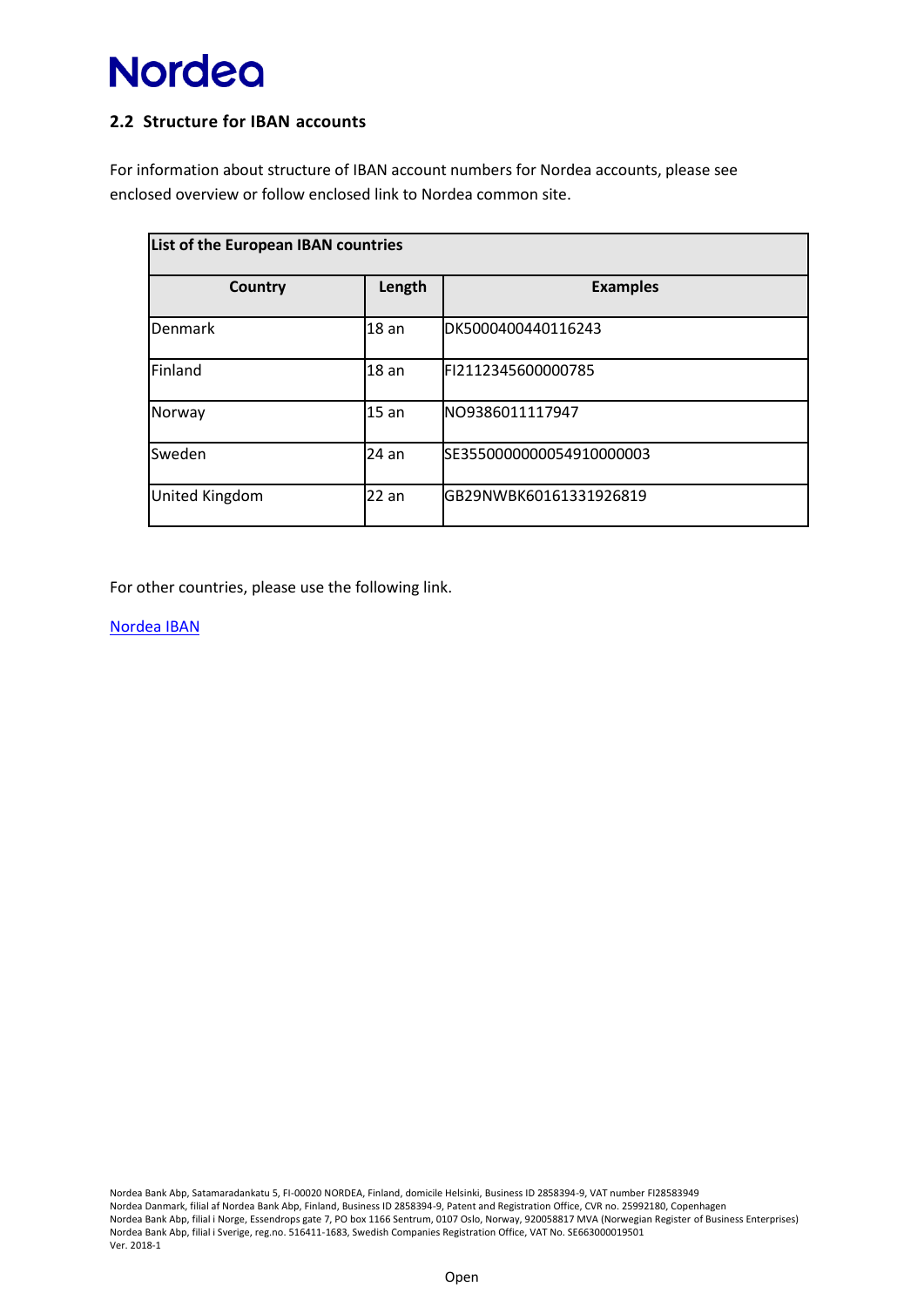## 2.2 Structure for IBAN accounts

For information about structure of IBAN account numbers for Nordea accounts, please see enclosed overview or follow enclosed link to Nordea common site.

| List of the European IBAN countries | | |
|---|---|---|
| **Country** | **Length** | **Examples** |
| Denmark | 18 an | DK5000400440116243 |
| Finland | 18 an | FI2112345600000785 |
| Norway | 15 an | NO9386011117947 |
| Sweden | 24 an | SE3550000000054910000003 |
| United Kingdom | 22 an | GB29NWBK60161331926819 |

For other countries, please use the following link.

Nordea IBAN

Nordea Bank Abp, Satamaradankatu 5, FI-00020 NORDEA, Finland, domicile Helsinki, Business ID 2858394-9, VAT number FI28583949
Nordea Danmark, filial af Nordea Bank Abp, Finland, Business ID 2858394-9, Patent and Registration Office, CVR no. 25992180, Copenhagen
Nordea Bank Abp, filial i Norge, Essendrops gate 7, PO box 1166 Sentrum, 0107 Oslo, Norway, 920058817 MVA (Norwegian Register of Business Enterprises)
Nordea Bank Abp, filial i Sverige, reg.no. 516411-1683, Swedish Companies Registration Office, VAT No. SE663000019501
Ver. 2018-1

Open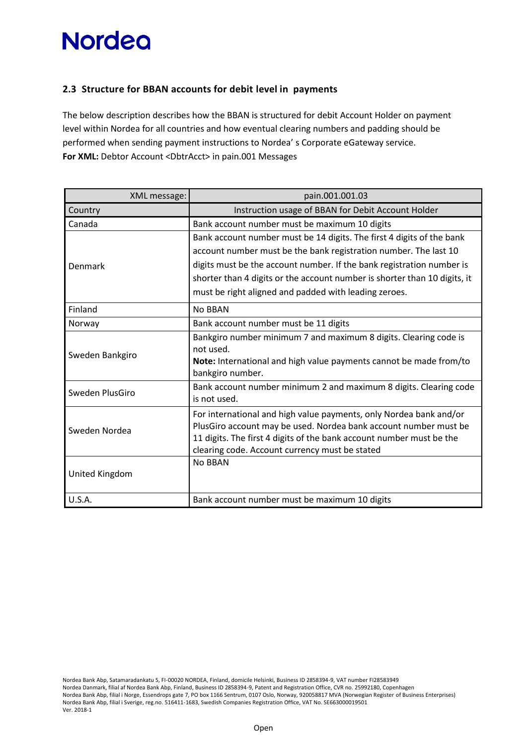## 2.3 Structure for BBAN accounts for debit level in payments

The below description describes how the BBAN is structured for debit Account Holder on payment level within Nordea for all countries and how eventual clearing numbers and padding should be performed when sending payment instructions to Nordea' s Corporate eGateway service.
**For XML:** Debtor Account <DbtrAcct> in pain.001 Messages

| XML message: | pain.001.001.03 |
|---|---|
| Country | Instruction usage of BBAN for Debit Account Holder |
| Canada | Bank account number must be maximum 10 digits |
| Denmark | Bank account number must be 14 digits. The first 4 digits of the bank account number must be the bank registration number. The last 10 digits must be the account number. If the bank registration number is shorter than 4 digits or the account number is shorter than 10 digits, it must be right aligned and padded with leading zeroes. |
| Finland | No BBAN |
| Norway | Bank account number must be 11 digits |
| Sweden Bankgiro | Bankgiro number minimum 7 and maximum 8 digits. Clearing code is not used.<br>**Note:** International and high value payments cannot be made from/to bankgiro number. |
| Sweden PlusGiro | Bank account number minimum 2 and maximum 8 digits. Clearing code is not used. |
| Sweden Nordea | For international and high value payments, only Nordea bank and/or PlusGiro account may be used. Nordea bank account number must be 11 digits. The first 4 digits of the bank account number must be the clearing code. Account currency must be stated |
| United Kingdom | No BBAN |
| U.S.A. | Bank account number must be maximum 10 digits |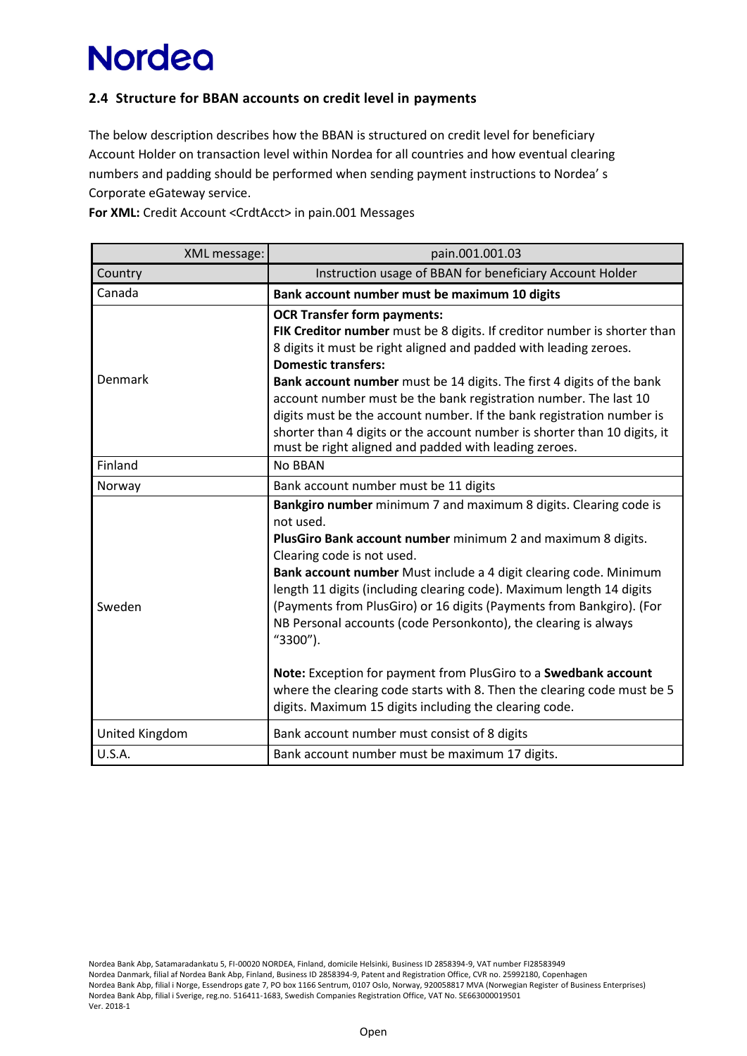## 2.4 Structure for BBAN accounts on credit level in payments

The below description describes how the BBAN is structured on credit level for beneficiary Account Holder on transaction level within Nordea for all countries and how eventual clearing numbers and padding should be performed when sending payment instructions to Nordea' s Corporate eGateway service.

**For XML:** Credit Account <CrdtAcct> in pain.001 Messages

| XML message: | pain.001.001.03 |
|---|---|
| Country | Instruction usage of BBAN for beneficiary Account Holder |
| Canada | **Bank account number must be maximum 10 digits** |
| Denmark | **OCR Transfer form payments:**<br>**FIK Creditor number** must be 8 digits. If creditor number is shorter than 8 digits it must be right aligned and padded with leading zeroes.<br>**Domestic transfers:**<br>**Bank account number** must be 14 digits. The first 4 digits of the bank account number must be the bank registration number. The last 10 digits must be the account number. If the bank registration number is shorter than 4 digits or the account number is shorter than 10 digits, it must be right aligned and padded with leading zeroes. |
| Finland | No BBAN |
| Norway | Bank account number must be 11 digits |
| Sweden | **Bankgiro number** minimum 7 and maximum 8 digits. Clearing code is not used.<br>**PlusGiro Bank account number** minimum 2 and maximum 8 digits. Clearing code is not used.<br>**Bank account number** Must include a 4 digit clearing code. Minimum length 11 digits (including clearing code). Maximum length 14 digits (Payments from PlusGiro) or 16 digits (Payments from Bankgiro). (For NB Personal accounts (code Personkonto), the clearing is always "3300").<br><br>**Note:** Exception for payment from PlusGiro to a **Swedbank account** where the clearing code starts with 8. Then the clearing code must be 5 digits. Maximum 15 digits including the clearing code. |
| United Kingdom | Bank account number must consist of 8 digits |
| U.S.A. | Bank account number must be maximum 17 digits. |

Nordea Bank Abp, Satamaradankatu 5, FI-00020 NORDEA, Finland, domicile Helsinki, Business ID 2858394-9, VAT number FI28583949
Nordea Danmark, filial af Nordea Bank Abp, Finland, Business ID 2858394-9, Patent and Registration Office, CVR no. 25992180, Copenhagen
Nordea Bank Abp, filial i Norge, Essendrops gate 7, PO box 1166 Sentrum, 0107 Oslo, Norway, 920058817 MVA (Norwegian Register of Business Enterprises)
Nordea Bank Abp, filial i Sverige, reg.no. 516411-1683, Swedish Companies Registration Office, VAT No. SE663000019501
Ver. 2018-1

Open